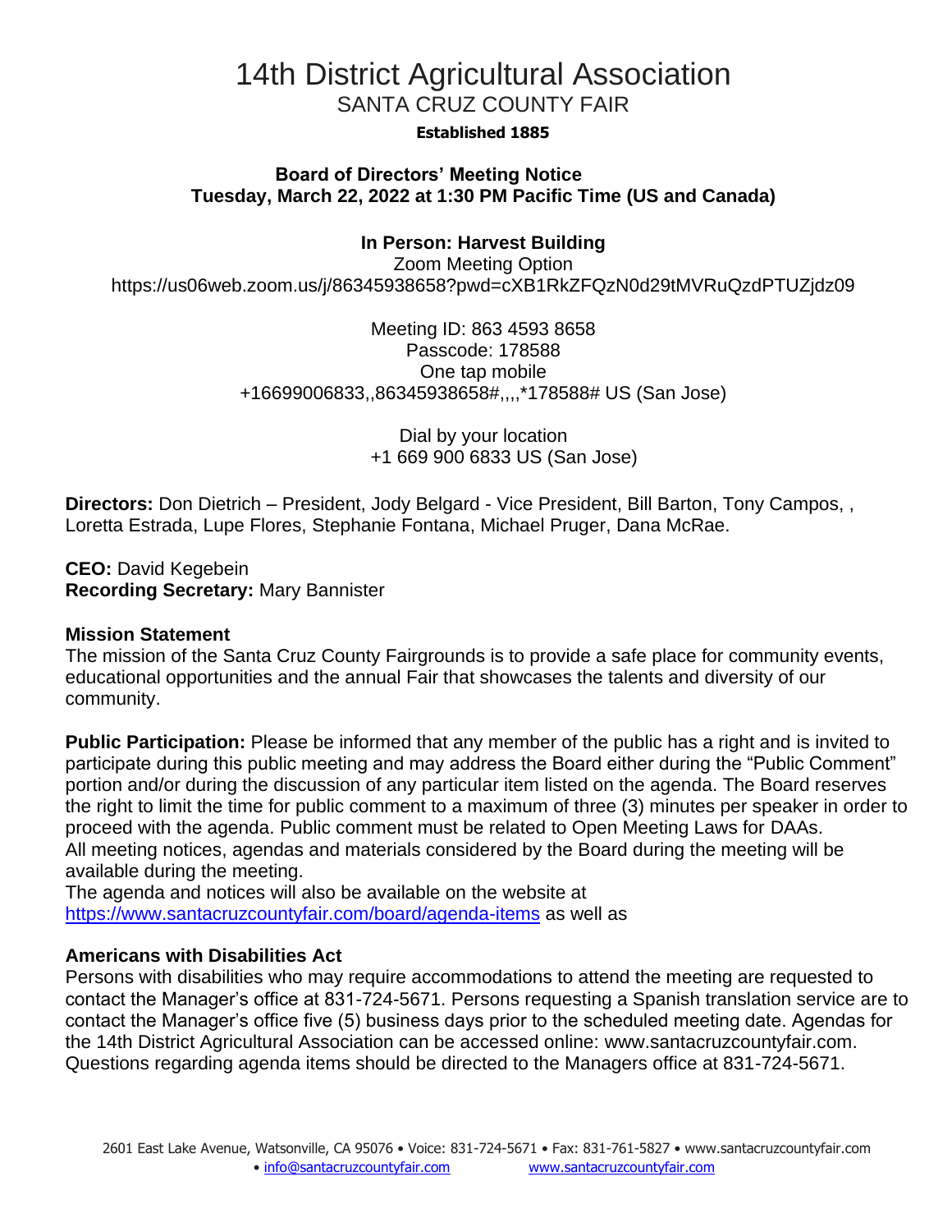# 14th District Agricultural Association

## SANTA CRUZ COUNTY FAIR

**Established 1885**

**Board of Directors' Meeting Notice**
**Tuesday, March 22, 2022 at 1:30 PM Pacific Time (US and Canada)**

**In Person: Harvest Building**

Zoom Meeting Option
https://us06web.zoom.us/j/86345938658?pwd=cXB1RkZFQzN0d29tMVRuQzdPTUZjdz09

Meeting ID: 863 4593 8658
Passcode: 178588
One tap mobile
+16699006833,,86345938658#,,,,*178588# US (San Jose)

Dial by your location
+1 669 900 6833 US (San Jose)

**Directors:** Don Dietrich – President, Jody Belgard - Vice President, Bill Barton, Tony Campos, , Loretta Estrada, Lupe Flores, Stephanie Fontana, Michael Pruger, Dana McRae.

**CEO:** David Kegebein
**Recording Secretary:** Mary Bannister

**Mission Statement**
The mission of the Santa Cruz County Fairgrounds is to provide a safe place for community events, educational opportunities and the annual Fair that showcases the talents and diversity of our community.

**Public Participation:** Please be informed that any member of the public has a right and is invited to participate during this public meeting and may address the Board either during the "Public Comment" portion and/or during the discussion of any particular item listed on the agenda. The Board reserves the right to limit the time for public comment to a maximum of three (3) minutes per speaker in order to proceed with the agenda. Public comment must be related to Open Meeting Laws for DAAs.
All meeting notices, agendas and materials considered by the Board during the meeting will be available during the meeting.
The agenda and notices will also be available on the website at [https://www.santacruzcountyfair.com/board/agenda-items](https://www.santacruzcountyfair.com/board/agenda-items) as well as

**Americans with Disabilities Act**
Persons with disabilities who may require accommodations to attend the meeting are requested to contact the Manager's office at 831-724-5671. Persons requesting a Spanish translation service are to contact the Manager's office five (5) business days prior to the scheduled meeting date. Agendas for the 14th District Agricultural Association can be accessed online: www.santacruzcountyfair.com. Questions regarding agenda items should be directed to the Managers office at 831-724-5671.

2601 East Lake Avenue, Watsonville, CA 95076 • Voice: 831-724-5671 • Fax: 831-761-5827 • www.santacruzcountyfair.com • info@santacruzcountyfair.com www.santacruzcountyfair.com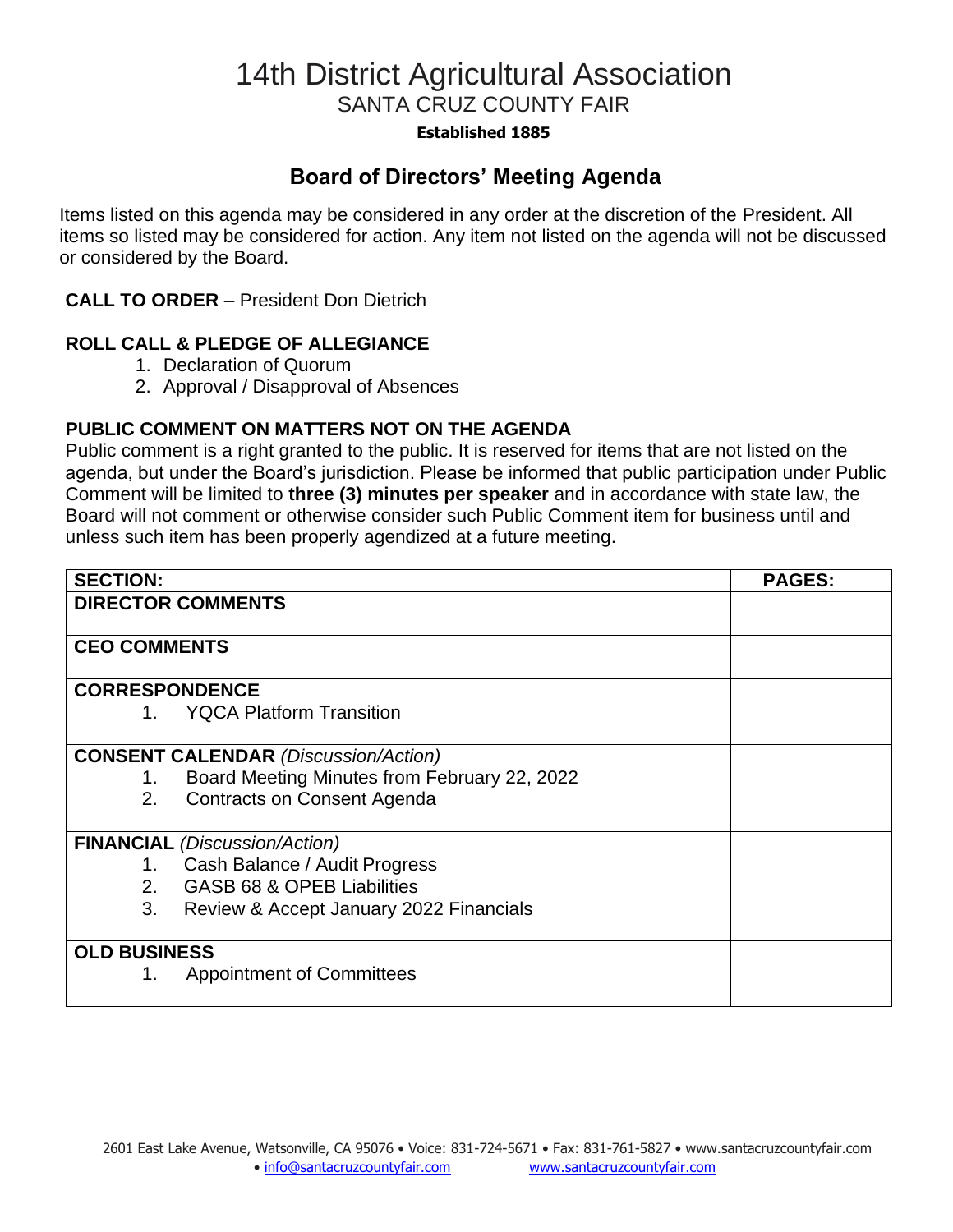# 14th District Agricultural Association

## SANTA CRUZ COUNTY FAIR

**Established 1885**

## Board of Directors' Meeting Agenda

Items listed on this agenda may be considered in any order at the discretion of the President. All items so listed may be considered for action. Any item not listed on the agenda will not be discussed or considered by the Board.

**CALL TO ORDER** – President Don Dietrich

**ROLL CALL & PLEDGE OF ALLEGIANCE**

1. Declaration of Quorum
2. Approval / Disapproval of Absences

**PUBLIC COMMENT ON MATTERS NOT ON THE AGENDA**

Public comment is a right granted to the public. It is reserved for items that are not listed on the agenda, but under the Board's jurisdiction. Please be informed that public participation under Public Comment will be limited to **three (3) minutes per speaker** and in accordance with state law, the Board will not comment or otherwise consider such Public Comment item for business until and unless such item has been properly agendized at a future meeting.

| SECTION: | PAGES: |
|---|---|
| **DIRECTOR COMMENTS** | |
| **CEO COMMENTS** | |
| **CORRESPONDENCE**<br>1. YQCA Platform Transition | |
| **CONSENT CALENDAR** *(Discussion/Action)*<br>1. Board Meeting Minutes from February 22, 2022<br>2. Contracts on Consent Agenda | |
| **FINANCIAL** *(Discussion/Action)*<br>1. Cash Balance / Audit Progress<br>2. GASB 68 & OPEB Liabilities<br>3. Review & Accept January 2022 Financials | |
| **OLD BUSINESS**<br>1. Appointment of Committees | |

2601 East Lake Avenue, Watsonville, CA 95076 • Voice: 831-724-5671 • Fax: 831-761-5827 • www.santacruzcountyfair.com • info@santacruzcountyfair.com www.santacruzcountyfair.com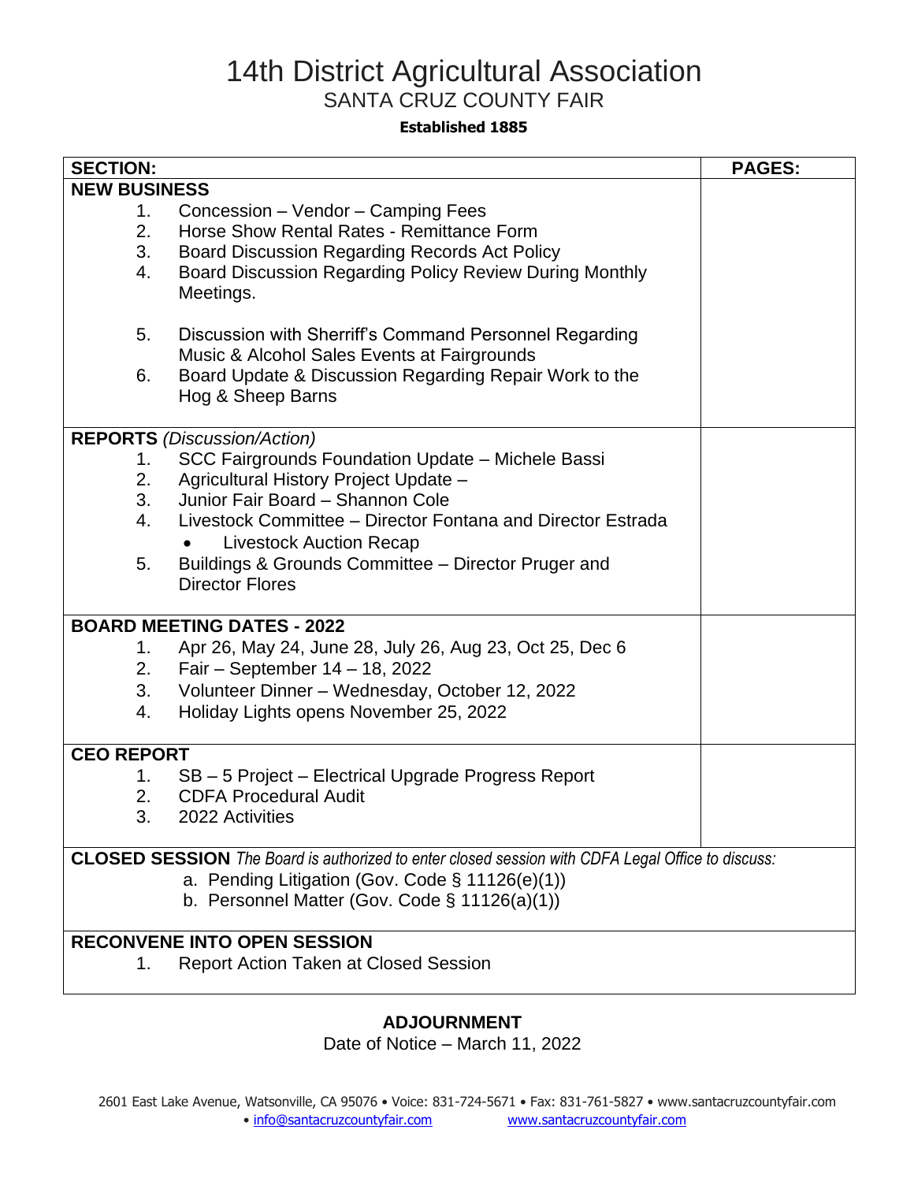# 14th District Agricultural Association

## SANTA CRUZ COUNTY FAIR

**Established 1885**

| SECTION: | PAGES: |
|---|---|
| **NEW BUSINESS**<br>1. Concession – Vendor – Camping Fees<br>2. Horse Show Rental Rates - Remittance Form<br>3. Board Discussion Regarding Records Act Policy<br>4. Board Discussion Regarding Policy Review During Monthly Meetings.<br>5. Discussion with Sherriff's Command Personnel Regarding Music & Alcohol Sales Events at Fairgrounds<br>6. Board Update & Discussion Regarding Repair Work to the Hog & Sheep Barns | |
| **REPORTS** *(Discussion/Action)*<br>1. SCC Fairgrounds Foundation Update – Michele Bassi<br>2. Agricultural History Project Update –<br>3. Junior Fair Board – Shannon Cole<br>4. Livestock Committee – Director Fontana and Director Estrada<br>• Livestock Auction Recap<br>5. Buildings & Grounds Committee – Director Pruger and Director Flores | |
| **BOARD MEETING DATES - 2022**<br>1. Apr 26, May 24, June 28, July 26, Aug 23, Oct 25, Dec 6<br>2. Fair – September 14 – 18, 2022<br>3. Volunteer Dinner – Wednesday, October 12, 2022<br>4. Holiday Lights opens November 25, 2022 | |
| **CEO REPORT**<br>1. SB – 5 Project – Electrical Upgrade Progress Report<br>2. CDFA Procedural Audit<br>3. 2022 Activities | |
| **CLOSED SESSION** *The Board is authorized to enter closed session with CDFA Legal Office to discuss:*<br>a. Pending Litigation (Gov. Code § 11126(e)(1))<br>b. Personnel Matter (Gov. Code § 11126(a)(1)) | |
| **RECONVENE INTO OPEN SESSION**<br>1. Report Action Taken at Closed Session | |

**ADJOURNMENT**

Date of Notice – March 11, 2022

2601 East Lake Avenue, Watsonville, CA 95076 • Voice: 831-724-5671 • Fax: 831-761-5827 • www.santacruzcountyfair.com
• info@santacruzcountyfair.com www.santacruzcountyfair.com